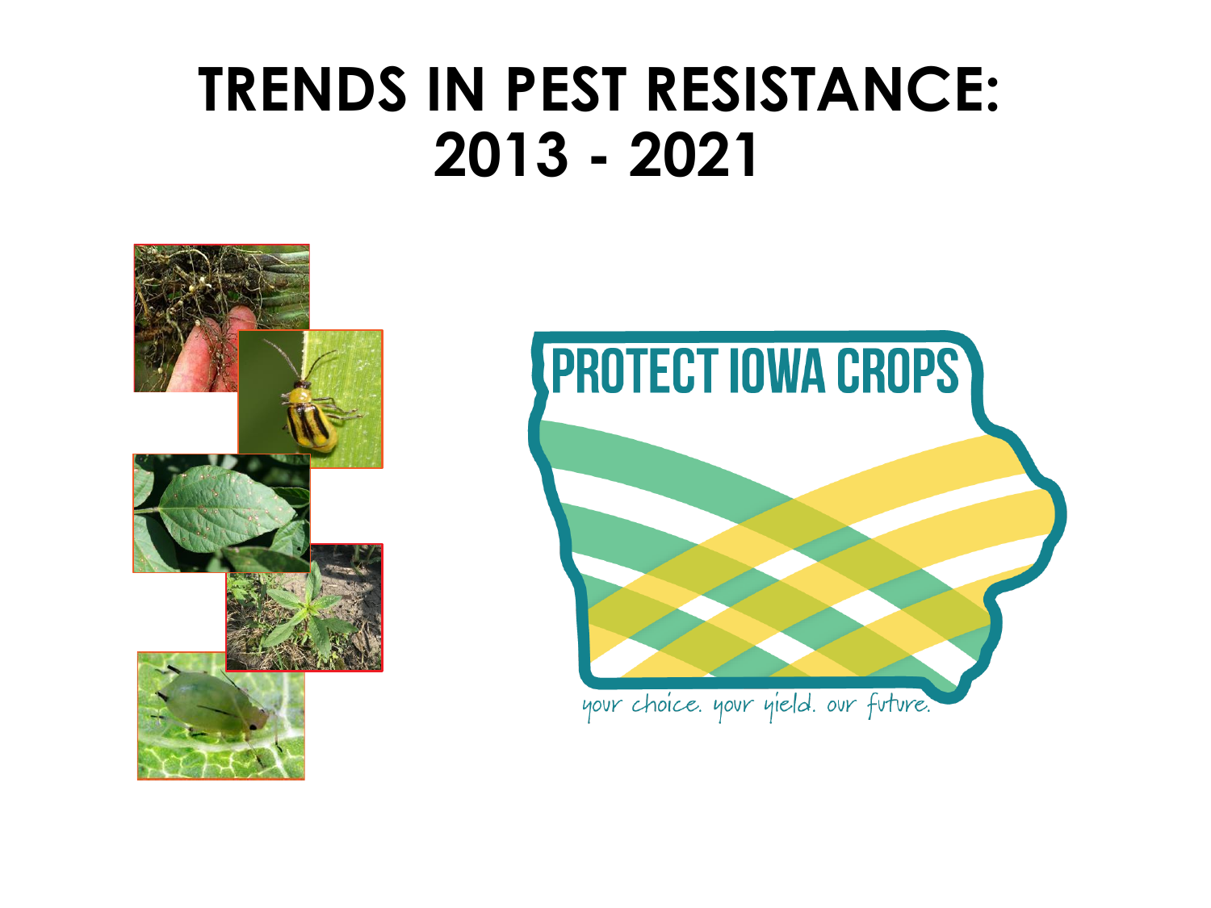# TRENDS IN PEST RESISTANCE: 2013 - 2021

PROTECT IOWA CROPS

your choice. your yield. our future.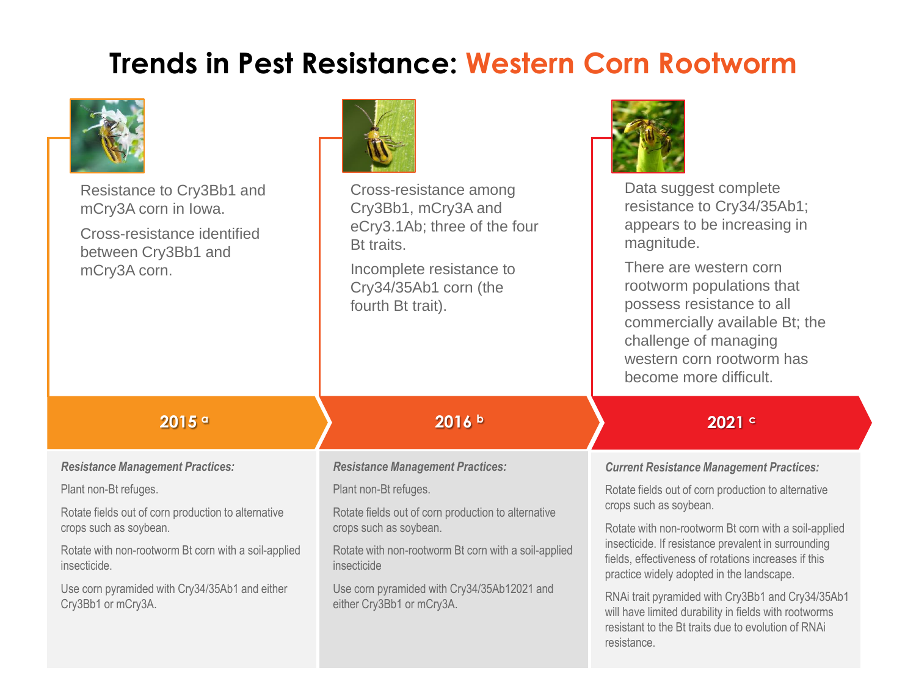# Trends in Pest Resistance: Western Corn Rootworm

## 2015 [a]

Resistance to Cry3Bb1 and mCry3A corn in Iowa.

Cross-resistance identified between Cry3Bb1 and mCry3A corn.

***Resistance Management Practices:***

Plant non-Bt refuges.

Rotate fields out of corn production to alternative crops such as soybean.

Rotate with non-rootworm Bt corn with a soil-applied insecticide.

Use corn pyramided with Cry34/35Ab1 and either Cry3Bb1 or mCry3A.

## 2016 [b]

Cross-resistance among Cry3Bb1, mCry3A and eCry3.1Ab; three of the four Bt traits.

Incomplete resistance to Cry34/35Ab1 corn (the fourth Bt trait).

***Resistance Management Practices:***

Plant non-Bt refuges.

Rotate fields out of corn production to alternative crops such as soybean.

Rotate with non-rootworm Bt corn with a soil-applied insecticide

Use corn pyramided with Cry34/35Ab12021 and either Cry3Bb1 or mCry3A.

## 2021 [c]

Data suggest complete resistance to Cry34/35Ab1; appears to be increasing in magnitude.

There are western corn rootworm populations that possess resistance to all commercially available Bt; the challenge of managing western corn rootworm has become more difficult.

***Current Resistance Management Practices:***

Rotate fields out of corn production to alternative crops such as soybean.

Rotate with non-rootworm Bt corn with a soil-applied insecticide. If resistance prevalent in surrounding fields, effectiveness of rotations increases if this practice widely adopted in the landscape.

RNAi trait pyramided with Cry3Bb1 and Cry34/35Ab1 will have limited durability in fields with rootworms resistant to the Bt traits due to evolution of RNAi resistance.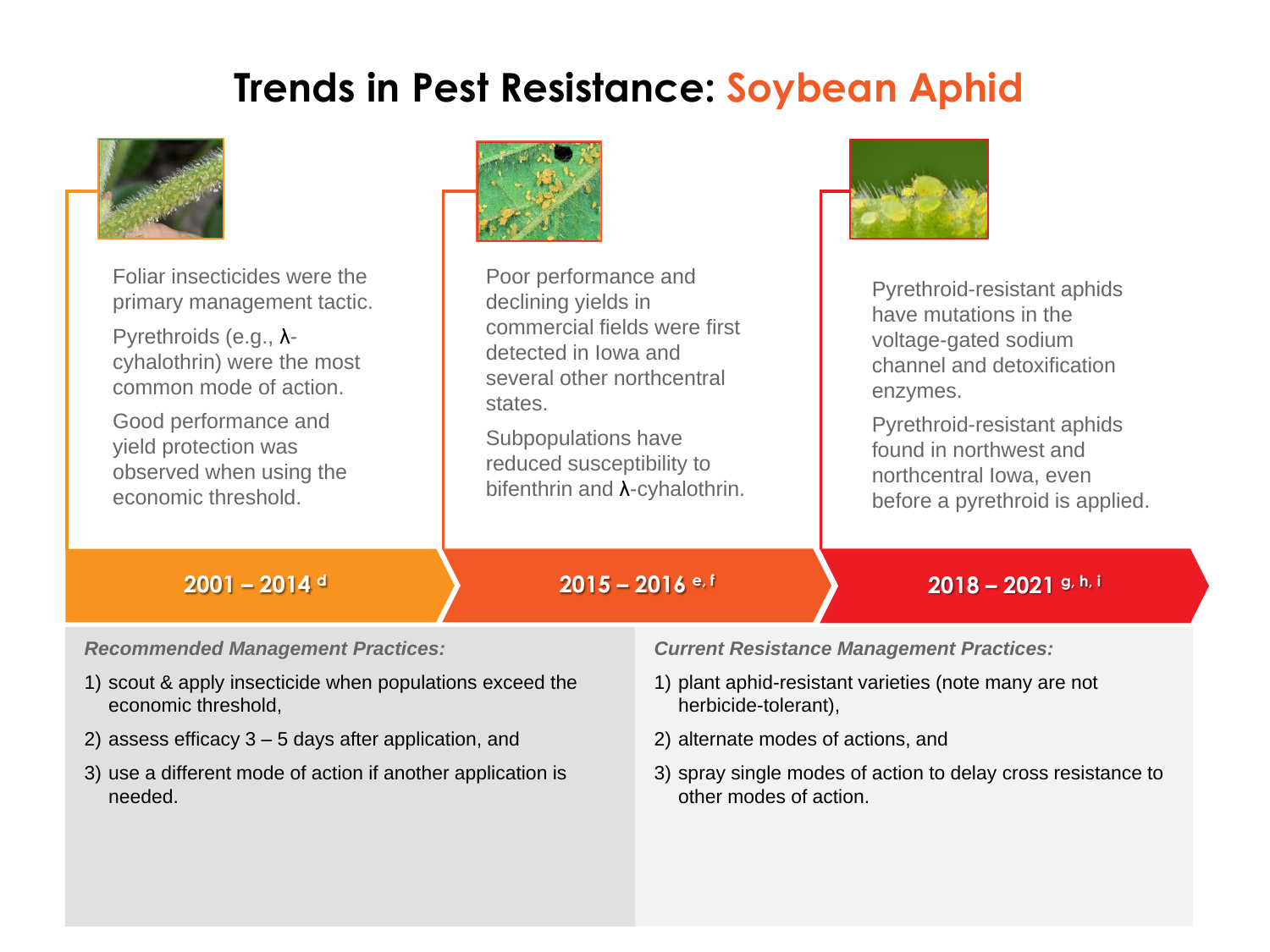# Trends in Pest Resistance: Soybean Aphid

## 2001 – 2014 [d]

Foliar insecticides were the primary management tactic.

Pyrethroids (e.g., λ-cyhalothrin) were the most common mode of action.

Good performance and yield protection was observed when using the economic threshold.

## 2015 – 2016 [e, f]

Poor performance and declining yields in commercial fields were first detected in Iowa and several other northcentral states.

Subpopulations have reduced susceptibility to bifenthrin and λ-cyhalothrin.

## 2018 – 2021 [g, h, i]

Pyrethroid-resistant aphids have mutations in the voltage-gated sodium channel and detoxification enzymes.

Pyrethroid-resistant aphids found in northwest and northcentral Iowa, even before a pyrethroid is applied.

*Recommended Management Practices:*

1) scout & apply insecticide when populations exceed the economic threshold,
2) assess efficacy 3 – 5 days after application, and
3) use a different mode of action if another application is needed.

*Current Resistance Management Practices:*

1) plant aphid-resistant varieties (note many are not herbicide-tolerant),
2) alternate modes of actions, and
3) spray single modes of action to delay cross resistance to other modes of action.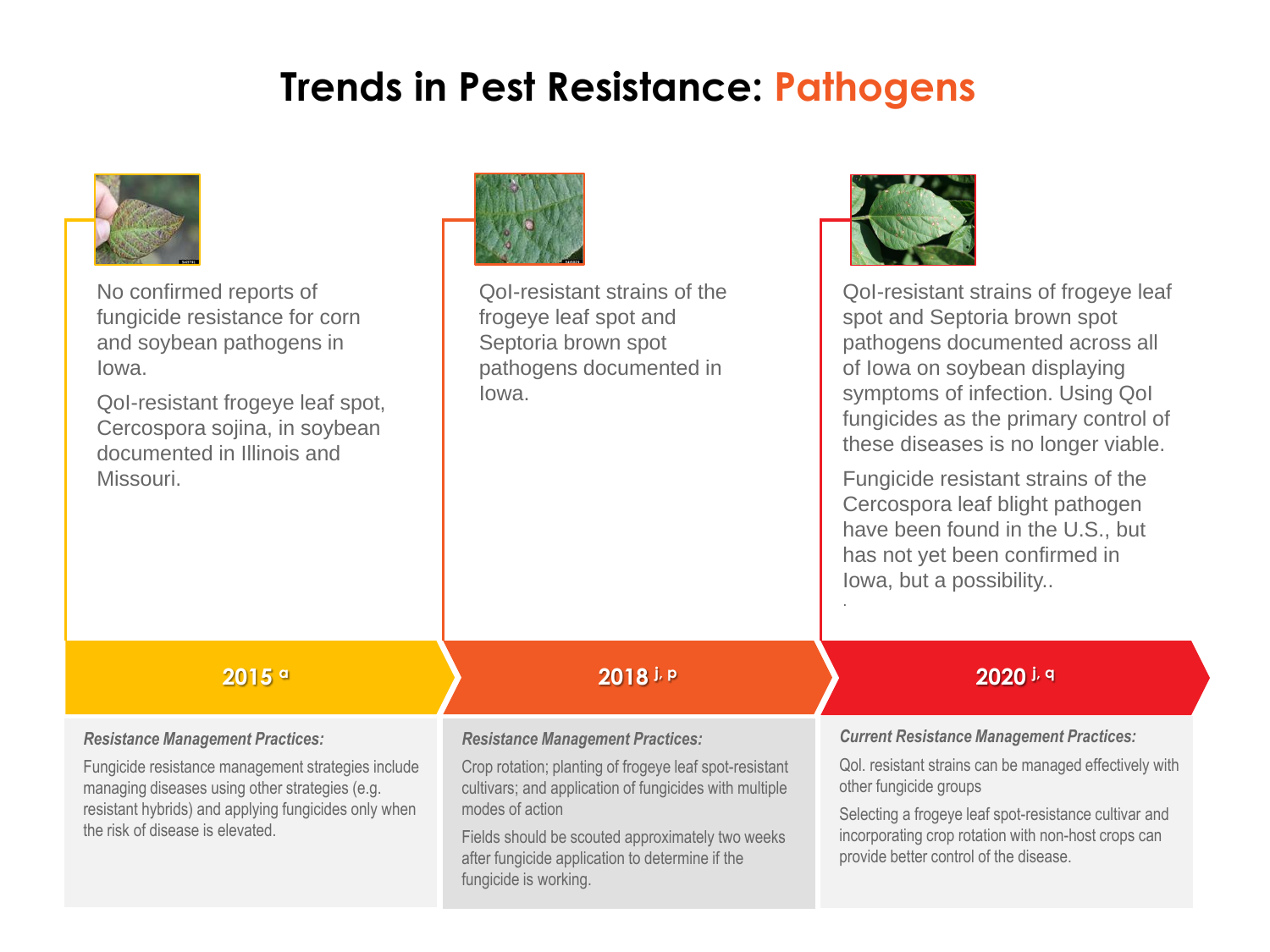# Trends in Pest Resistance: Pathogens

## 2015 [a]

No confirmed reports of fungicide resistance for corn and soybean pathogens in Iowa.

QoI-resistant frogeye leaf spot, Cercospora sojina, in soybean documented in Illinois and Missouri.

*Resistance Management Practices:*

Fungicide resistance management strategies include managing diseases using other strategies (e.g. resistant hybrids) and applying fungicides only when the risk of disease is elevated.

## 2018 [j, p]

QoI-resistant strains of the frogeye leaf spot and Septoria brown spot pathogens documented in Iowa.

*Resistance Management Practices:*

Crop rotation; planting of frogeye leaf spot-resistant cultivars; and application of fungicides with multiple modes of action

Fields should be scouted approximately two weeks after fungicide application to determine if the fungicide is working.

## 2020 [j, q]

QoI-resistant strains of frogeye leaf spot and Septoria brown spot pathogens documented across all of Iowa on soybean displaying symptoms of infection. Using QoI fungicides as the primary control of these diseases is no longer viable.

Fungicide resistant strains of the Cercospora leaf blight pathogen have been found in the U.S., but has not yet been confirmed in Iowa, but a possibility..

*Current Resistance Management Practices:*

Qol. resistant strains can be managed effectively with other fungicide groups

Selecting a frogeye leaf spot-resistance cultivar and incorporating crop rotation with non-host crops can provide better control of the disease.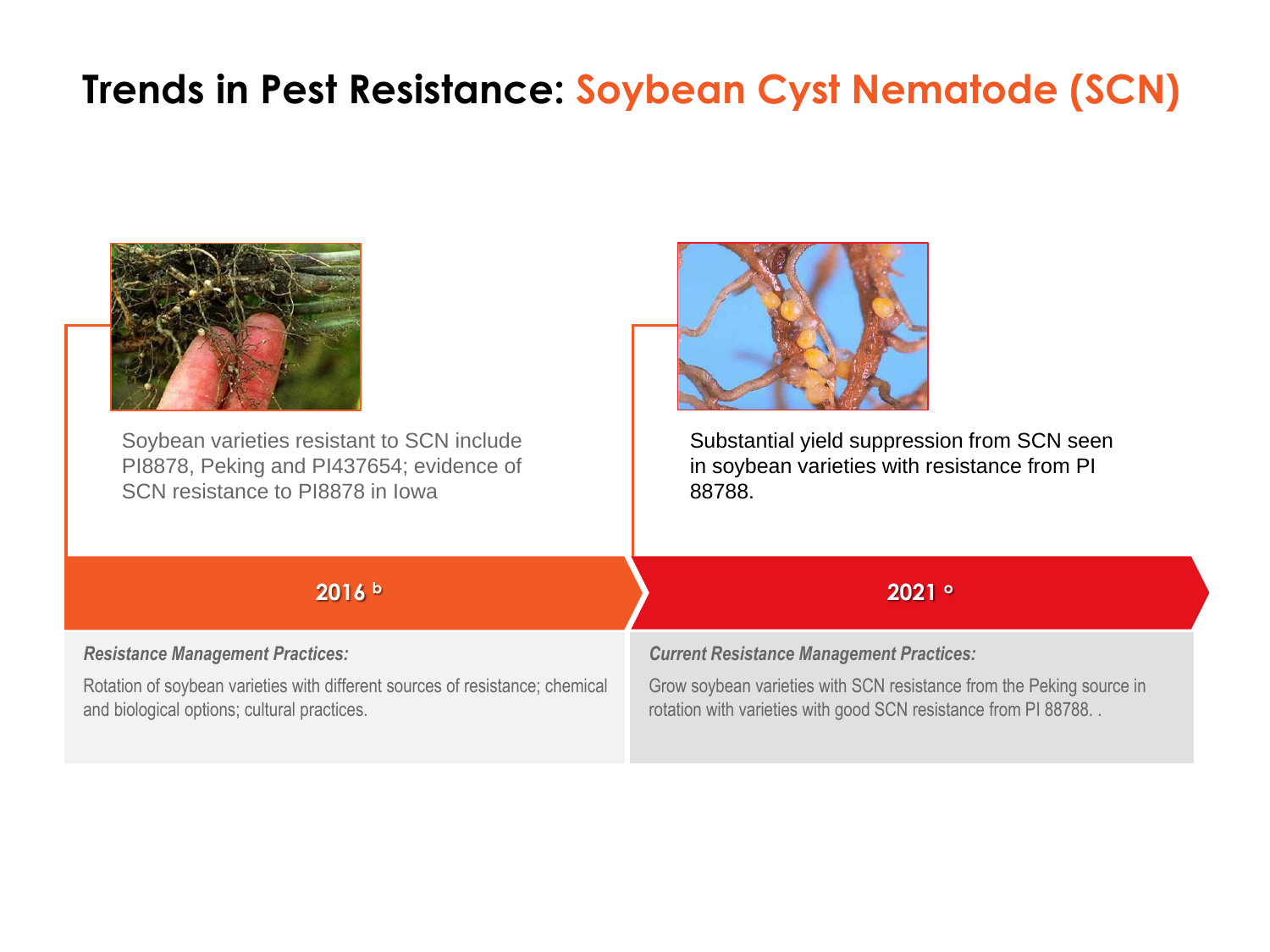# Trends in Pest Resistance: Soybean Cyst Nematode (SCN)

Soybean varieties resistant to SCN include PI8878, Peking and PI437654; evidence of SCN resistance to PI8878 in Iowa

Substantial yield suppression from SCN seen in soybean varieties with resistance from PI 88788.

## 2016 [b]

***Resistance Management Practices:***

Rotation of soybean varieties with different sources of resistance; chemical and biological options; cultural practices.

## 2021 [c]

***Current Resistance Management Practices:***

Grow soybean varieties with SCN resistance from the Peking source in rotation with varieties with good SCN resistance from PI 88788. .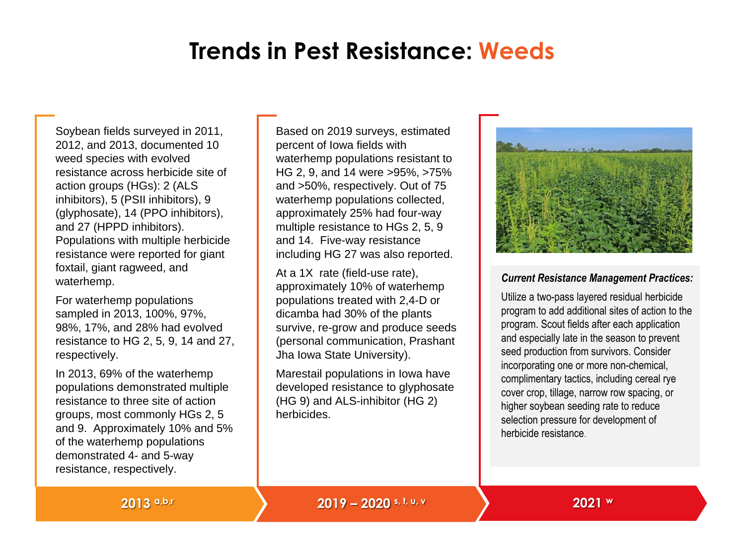# Trends in Pest Resistance: Weeds

## 2013 [a,b,r]

Soybean fields surveyed in 2011, 2012, and 2013, documented 10 weed species with evolved resistance across herbicide site of action groups (HGs): 2 (ALS inhibitors), 5 (PSII inhibitors), 9 (glyphosate), 14 (PPO inhibitors), and 27 (HPPD inhibitors). Populations with multiple herbicide resistance were reported for giant foxtail, giant ragweed, and waterhemp.

For waterhemp populations sampled in 2013, 100%, 97%, 98%, 17%, and 28% had evolved resistance to HG 2, 5, 9, 14 and 27, respectively.

In 2013, 69% of the waterhemp populations demonstrated multiple resistance to three site of action groups, most commonly HGs 2, 5 and 9. Approximately 10% and 5% of the waterhemp populations demonstrated 4- and 5-way resistance, respectively.

## 2019 – 2020 [s, t, u, v]

Based on 2019 surveys, estimated percent of Iowa fields with waterhemp populations resistant to HG 2, 9, and 14 were >95%, >75% and >50%, respectively. Out of 75 waterhemp populations collected, approximately 25% had four-way multiple resistance to HGs 2, 5, 9 and 14. Five-way resistance including HG 27 was also reported.

At a 1X rate (field-use rate), approximately 10% of waterhemp populations treated with 2,4-D or dicamba had 30% of the plants survive, re-grow and produce seeds (personal communication, Prashant Jha Iowa State University).

Marestail populations in Iowa have developed resistance to glyphosate (HG 9) and ALS-inhibitor (HG 2) herbicides.

## 2021 [w]

***Current Resistance Management Practices:***

Utilize a two-pass layered residual herbicide program to add additional sites of action to the program. Scout fields after each application and especially late in the season to prevent seed production from survivors. Consider incorporating one or more non-chemical, complimentary tactics, including cereal rye cover crop, tillage, narrow row spacing, or higher soybean seeding rate to reduce selection pressure for development of herbicide resistance.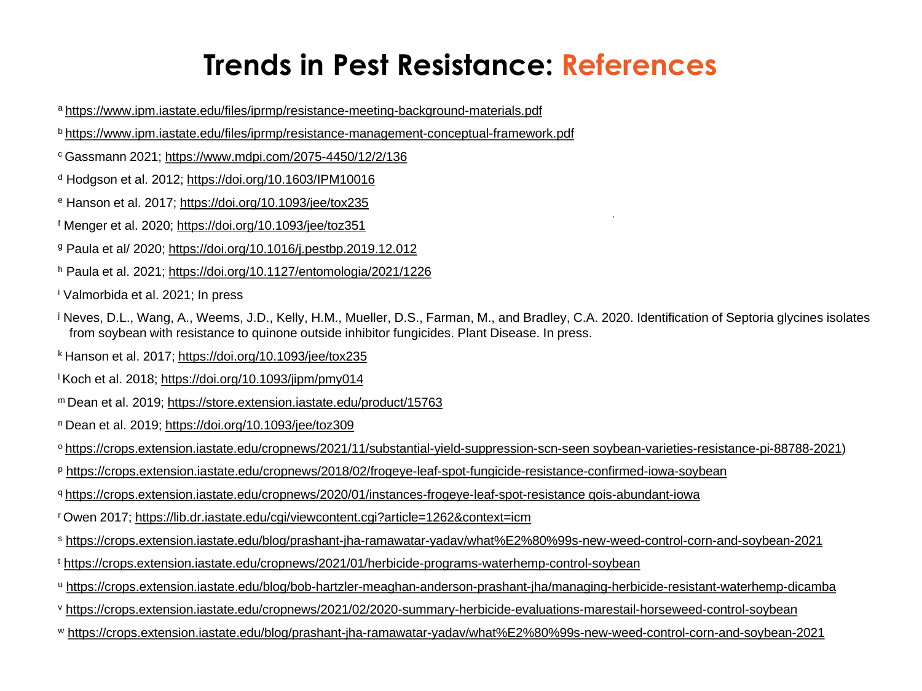# Trends in Pest Resistance: References

[a] https://www.ipm.iastate.edu/files/iprmp/resistance-meeting-background-materials.pdf

[b] https://www.ipm.iastate.edu/files/iprmp/resistance-management-conceptual-framework.pdf

[c] Gassmann 2021; https://www.mdpi.com/2075-4450/12/2/136

[d] Hodgson et al. 2012; https://doi.org/10.1603/IPM10016

[e] Hanson et al. 2017; https://doi.org/10.1093/jee/tox235

[f] Menger et al. 2020; https://doi.org/10.1093/jee/toz351

[g] Paula et al/ 2020; https://doi.org/10.1016/j.pestbp.2019.12.012

[h] Paula et al. 2021; https://doi.org/10.1127/entomologia/2021/1226

[i] Valmorbida et al. 2021; In press

[j] Neves, D.L., Wang, A., Weems, J.D., Kelly, H.M., Mueller, D.S., Farman, M., and Bradley, C.A. 2020. Identification of Septoria glycines isolates from soybean with resistance to quinone outside inhibitor fungicides. Plant Disease. In press.

[k] Hanson et al. 2017; https://doi.org/10.1093/jee/tox235

[l] Koch et al. 2018; https://doi.org/10.1093/jipm/pmy014

[m] Dean et al. 2019; https://store.extension.iastate.edu/product/15763

[n] Dean et al. 2019; https://doi.org/10.1093/jee/toz309

[o] https://crops.extension.iastate.edu/cropnews/2021/11/substantial-yield-suppression-scn-seen soybean-varieties-resistance-pi-88788-2021)

[p] https://crops.extension.iastate.edu/cropnews/2018/02/frogeye-leaf-spot-fungicide-resistance-confirmed-iowa-soybean

[q] https://crops.extension.iastate.edu/cropnews/2020/01/instances-frogeye-leaf-spot-resistance qois-abundant-iowa

[r] Owen 2017; https://lib.dr.iastate.edu/cgi/viewcontent.cgi?article=1262&context=icm

[s] https://crops.extension.iastate.edu/blog/prashant-jha-ramawatar-yadav/what%E2%80%99s-new-weed-control-corn-and-soybean-2021

[t] https://crops.extension.iastate.edu/cropnews/2021/01/herbicide-programs-waterhemp-control-soybean

[u] https://crops.extension.iastate.edu/blog/bob-hartzler-meaghan-anderson-prashant-jha/managing-herbicide-resistant-waterhemp-dicamba

[v] https://crops.extension.iastate.edu/cropnews/2021/02/2020-summary-herbicide-evaluations-marestail-horseweed-control-soybean

[w] https://crops.extension.iastate.edu/blog/prashant-jha-ramawatar-yadav/what%E2%80%99s-new-weed-control-corn-and-soybean-2021